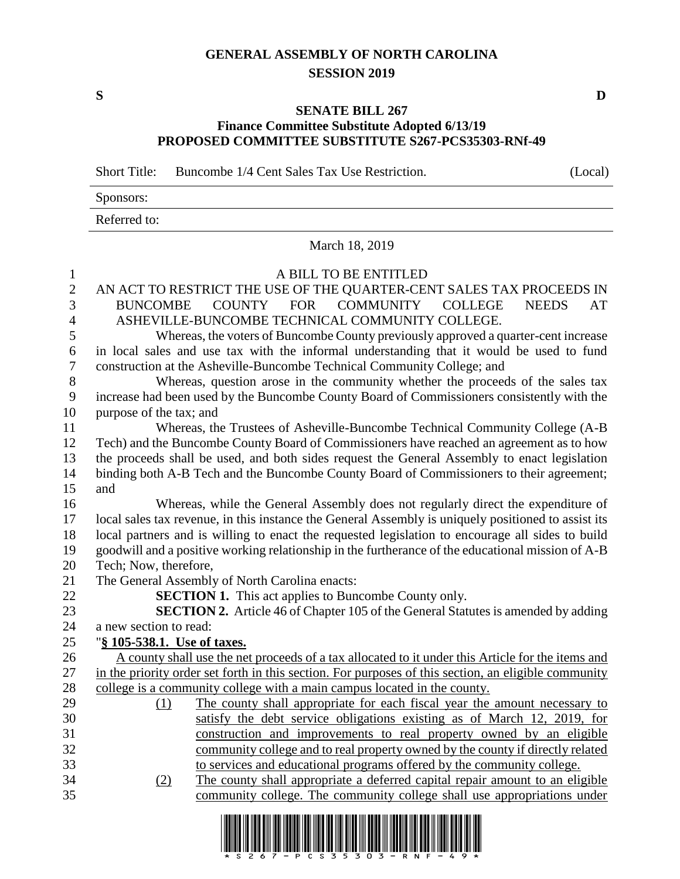# GENERAL ASSEMBLY OF NORTH CAROLINA
## SESSION 2019

**S** **D**

## SENATE BILL 267
### Finance Committee Substitute Adopted 6/13/19
### PROPOSED COMMITTEE SUBSTITUTE S267-PCS35303-RNf-49

Short Title: Buncombe 1/4 Cent Sales Tax Use Restriction. (Local)

Sponsors:

Referred to:

March 18, 2019

A BILL TO BE ENTITLED

AN ACT TO RESTRICT THE USE OF THE QUARTER-CENT SALES TAX PROCEEDS IN BUNCOMBE COUNTY FOR COMMUNITY COLLEGE NEEDS AT ASHEVILLE-BUNCOMBE TECHNICAL COMMUNITY COLLEGE.

Whereas, the voters of Buncombe County previously approved a quarter-cent increase in local sales and use tax with the informal understanding that it would be used to fund construction at the Asheville-Buncombe Technical Community College; and

Whereas, question arose in the community whether the proceeds of the sales tax increase had been used by the Buncombe County Board of Commissioners consistently with the purpose of the tax; and

Whereas, the Trustees of Asheville-Buncombe Technical Community College (A-B Tech) and the Buncombe County Board of Commissioners have reached an agreement as to how the proceeds shall be used, and both sides request the General Assembly to enact legislation binding both A-B Tech and the Buncombe County Board of Commissioners to their agreement; and

Whereas, while the General Assembly does not regularly direct the expenditure of local sales tax revenue, in this instance the General Assembly is uniquely positioned to assist its local partners and is willing to enact the requested legislation to encourage all sides to build goodwill and a positive working relationship in the furtherance of the educational mission of A-B Tech; Now, therefore,

The General Assembly of North Carolina enacts:

**SECTION 1.** This act applies to Buncombe County only.

**SECTION 2.** Article 46 of Chapter 105 of the General Statutes is amended by adding a new section to read:

"**§ 105-538.1. Use of taxes.**

A county shall use the net proceeds of a tax allocated to it under this Article for the items and in the priority order set forth in this section. For purposes of this section, an eligible community college is a community college with a main campus located in the county.

(1) The county shall appropriate for each fiscal year the amount necessary to satisfy the debt service obligations existing as of March 12, 2019, for construction and improvements to real property owned by an eligible community college and to real property owned by the county if directly related to services and educational programs offered by the community college.

(2) The county shall appropriate a deferred capital repair amount to an eligible community college. The community college shall use appropriations under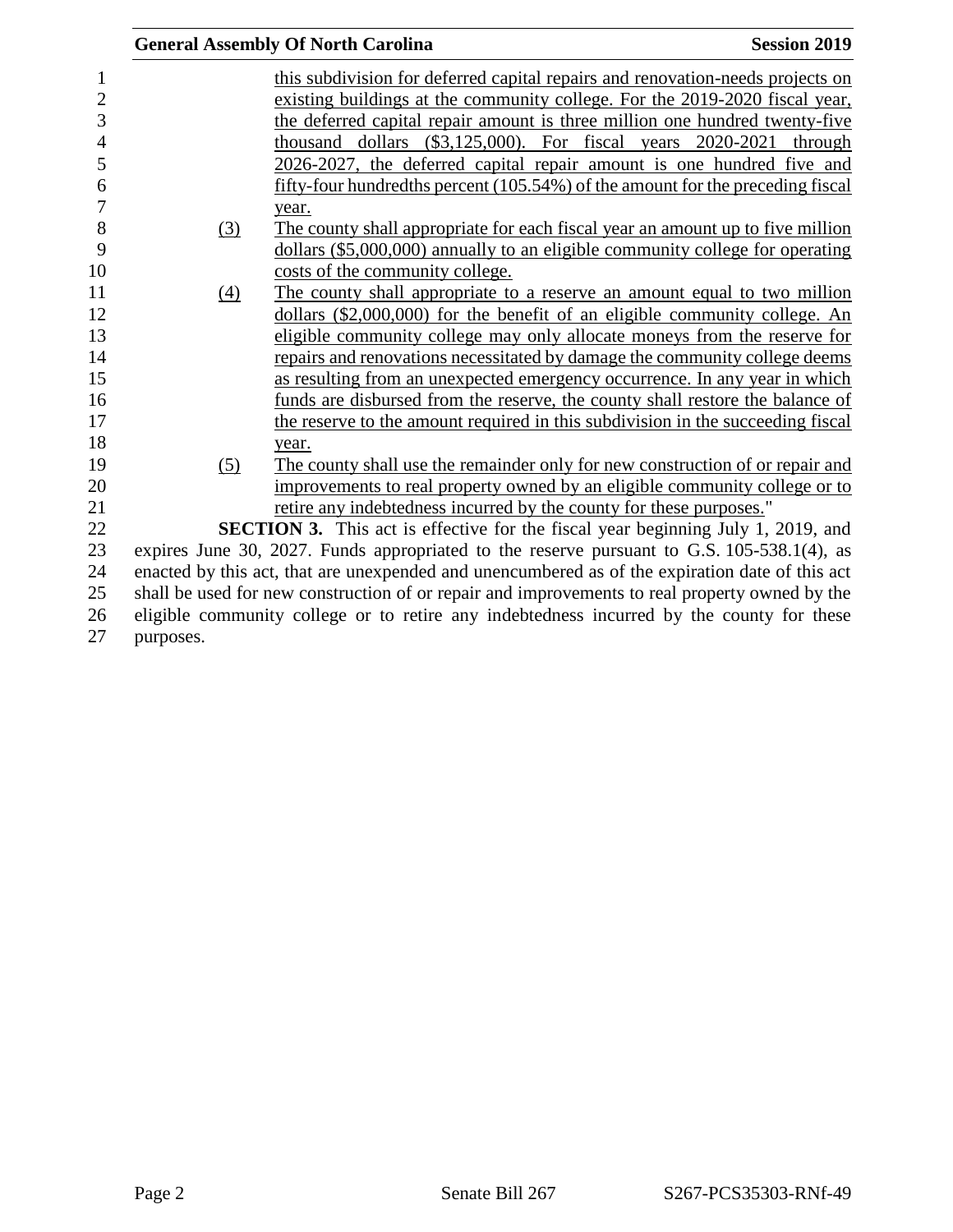this subdivision for deferred capital repairs and renovation-needs projects on existing buildings at the community college. For the 2019-2020 fiscal year, the deferred capital repair amount is three million one hundred twenty-five thousand dollars ($3,125,000). For fiscal years 2020-2021 through 2026-2027, the deferred capital repair amount is one hundred five and fifty-four hundredths percent (105.54%) of the amount for the preceding fiscal year.

(3) The county shall appropriate for each fiscal year an amount up to five million dollars ($5,000,000) annually to an eligible community college for operating costs of the community college.

(4) The county shall appropriate to a reserve an amount equal to two million dollars ($2,000,000) for the benefit of an eligible community college. An eligible community college may only allocate moneys from the reserve for repairs and renovations necessitated by damage the community college deems as resulting from an unexpected emergency occurrence. In any year in which funds are disbursed from the reserve, the county shall restore the balance of the reserve to the amount required in this subdivision in the succeeding fiscal year.

(5) The county shall use the remainder only for new construction of or repair and improvements to real property owned by an eligible community college or to retire any indebtedness incurred by the county for these purposes."

**SECTION 3.** This act is effective for the fiscal year beginning July 1, 2019, and expires June 30, 2027. Funds appropriated to the reserve pursuant to G.S. 105-538.1(4), as enacted by this act, that are unexpended and unencumbered as of the expiration date of this act shall be used for new construction of or repair and improvements to real property owned by the eligible community college or to retire any indebtedness incurred by the county for these purposes.